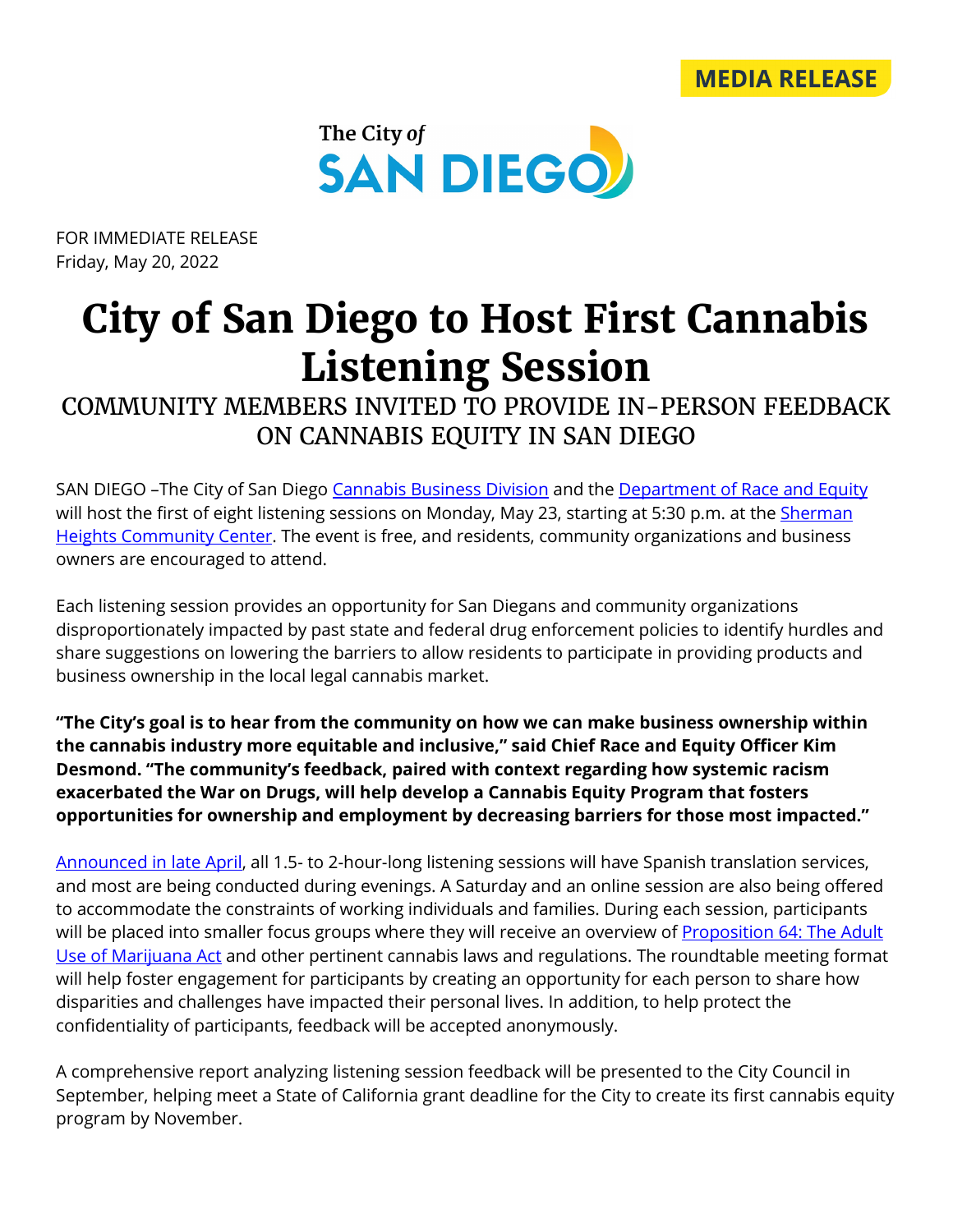MEDIA RELEASE

The City of SAN DIEGO

FOR IMMEDIATE RELEASE
Friday, May 20, 2022

# City of San Diego to Host First Cannabis Listening Session

## COMMUNITY MEMBERS INVITED TO PROVIDE IN-PERSON FEEDBACK ON CANNABIS EQUITY IN SAN DIEGO

SAN DIEGO –The City of San Diego Cannabis Business Division and the Department of Race and Equity will host the first of eight listening sessions on Monday, May 23, starting at 5:30 p.m. at the Sherman Heights Community Center. The event is free, and residents, community organizations and business owners are encouraged to attend.

Each listening session provides an opportunity for San Diegans and community organizations disproportionately impacted by past state and federal drug enforcement policies to identify hurdles and share suggestions on lowering the barriers to allow residents to participate in providing products and business ownership in the local legal cannabis market.

**"The City's goal is to hear from the community on how we can make business ownership within the cannabis industry more equitable and inclusive," said Chief Race and Equity Officer Kim Desmond. "The community's feedback, paired with context regarding how systemic racism exacerbated the War on Drugs, will help develop a Cannabis Equity Program that fosters opportunities for ownership and employment by decreasing barriers for those most impacted."**

Announced in late April, all 1.5- to 2-hour-long listening sessions will have Spanish translation services, and most are being conducted during evenings. A Saturday and an online session are also being offered to accommodate the constraints of working individuals and families. During each session, participants will be placed into smaller focus groups where they will receive an overview of Proposition 64: The Adult Use of Marijuana Act and other pertinent cannabis laws and regulations. The roundtable meeting format will help foster engagement for participants by creating an opportunity for each person to share how disparities and challenges have impacted their personal lives. In addition, to help protect the confidentiality of participants, feedback will be accepted anonymously.

A comprehensive report analyzing listening session feedback will be presented to the City Council in September, helping meet a State of California grant deadline for the City to create its first cannabis equity program by November.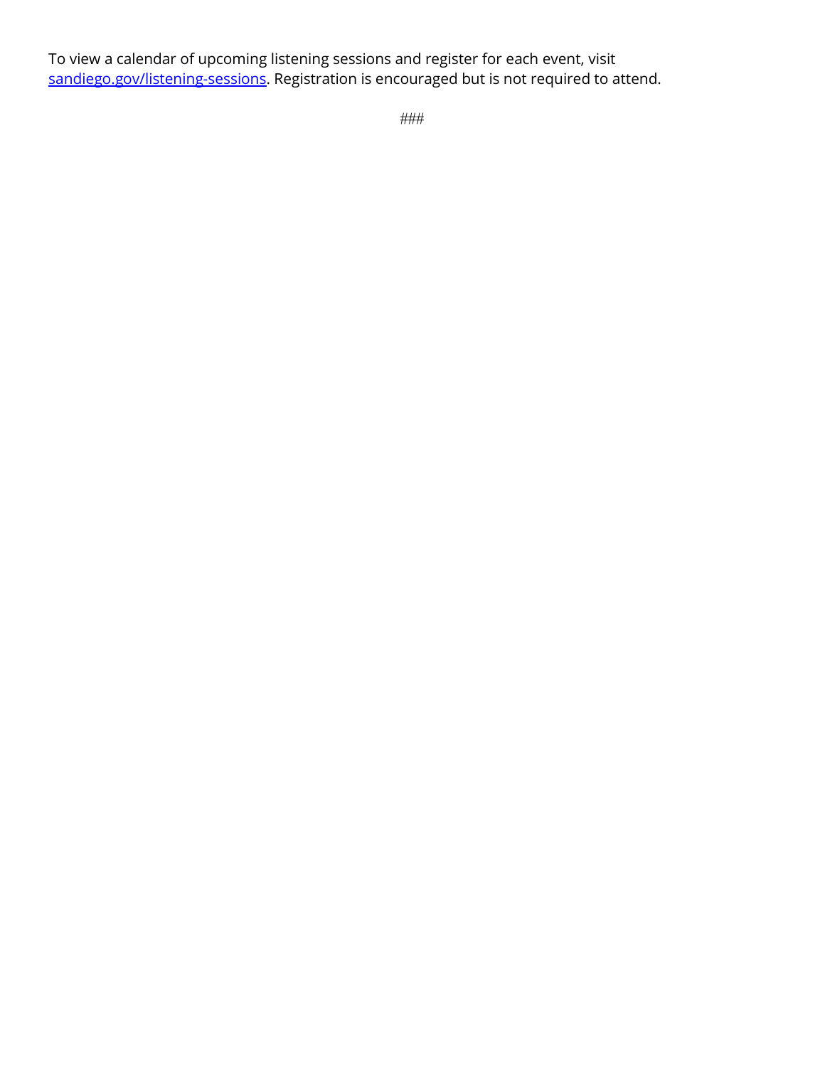To view a calendar of upcoming listening sessions and register for each event, visit sandiego.gov/listening-sessions. Registration is encouraged but is not required to attend.

###